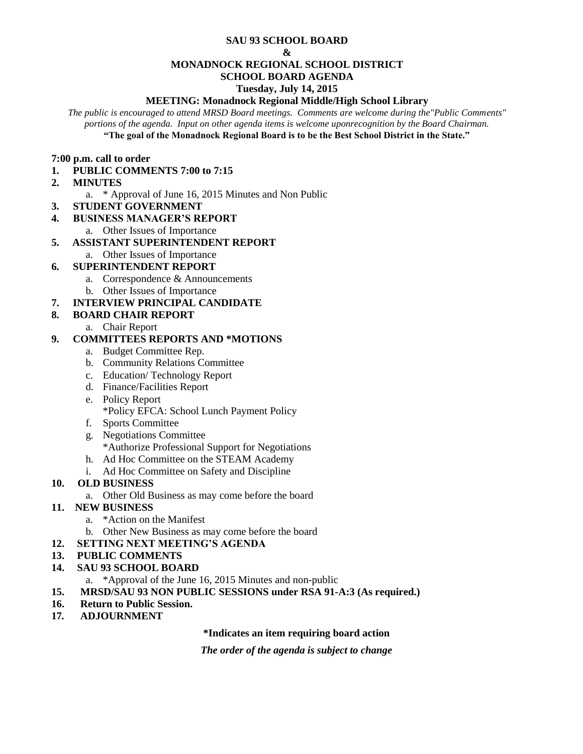**SAU 93 SCHOOL BOARD**

**&**

**MONADNOCK REGIONAL SCHOOL DISTRICT**

**SCHOOL BOARD AGENDA**

**Tuesday, July 14, 2015**

**MEETING: Monadnock Regional Middle/High School Library**

*The public is encouraged to attend MRSD Board meetings. Comments are welcome during the"Public Comments" portions of the agenda. Input on other agenda items is welcome uponrecognition by the Board Chairman.*

**"The goal of the Monadnock Regional Board is to be the Best School District in the State."**

**7:00 p.m. call to order**

1. **PUBLIC COMMENTS 7:00 to 7:15**
2. **MINUTES**
   a. * Approval of June 16, 2015 Minutes and Non Public
3. **STUDENT GOVERNMENT**
4. **BUSINESS MANAGER'S REPORT**
   a. Other Issues of Importance
5. **ASSISTANT SUPERINTENDENT REPORT**
   a. Other Issues of Importance
6. **SUPERINTENDENT REPORT**
   a. Correspondence & Announcements
   b. Other Issues of Importance
7. **INTERVIEW PRINCIPAL CANDIDATE**
8. **BOARD CHAIR REPORT**
   a. Chair Report
9. **COMMITTEES REPORTS AND *MOTIONS**
   a. Budget Committee Rep.
   b. Community Relations Committee
   c. Education/ Technology Report
   d. Finance/Facilities Report
   e. Policy Report
      *Policy EFCA: School Lunch Payment Policy
   f. Sports Committee
   g. Negotiations Committee
      *Authorize Professional Support for Negotiations
   h. Ad Hoc Committee on the STEAM Academy
   i. Ad Hoc Committee on Safety and Discipline
10. **OLD BUSINESS**
    a. Other Old Business as may come before the board
11. **NEW BUSINESS**
    a. *Action on the Manifest
    b. Other New Business as may come before the board
12. **SETTING NEXT MEETING'S AGENDA**
13. **PUBLIC COMMENTS**
14. **SAU 93 SCHOOL BOARD**
    a. *Approval of the June 16, 2015 Minutes and non-public
15. **MRSD/SAU 93 NON PUBLIC SESSIONS under RSA 91-A:3 (As required.)**
16. **Return to Public Session.**
17. **ADJOURNMENT**

**\*Indicates an item requiring board action**

***The order of the agenda is subject to change***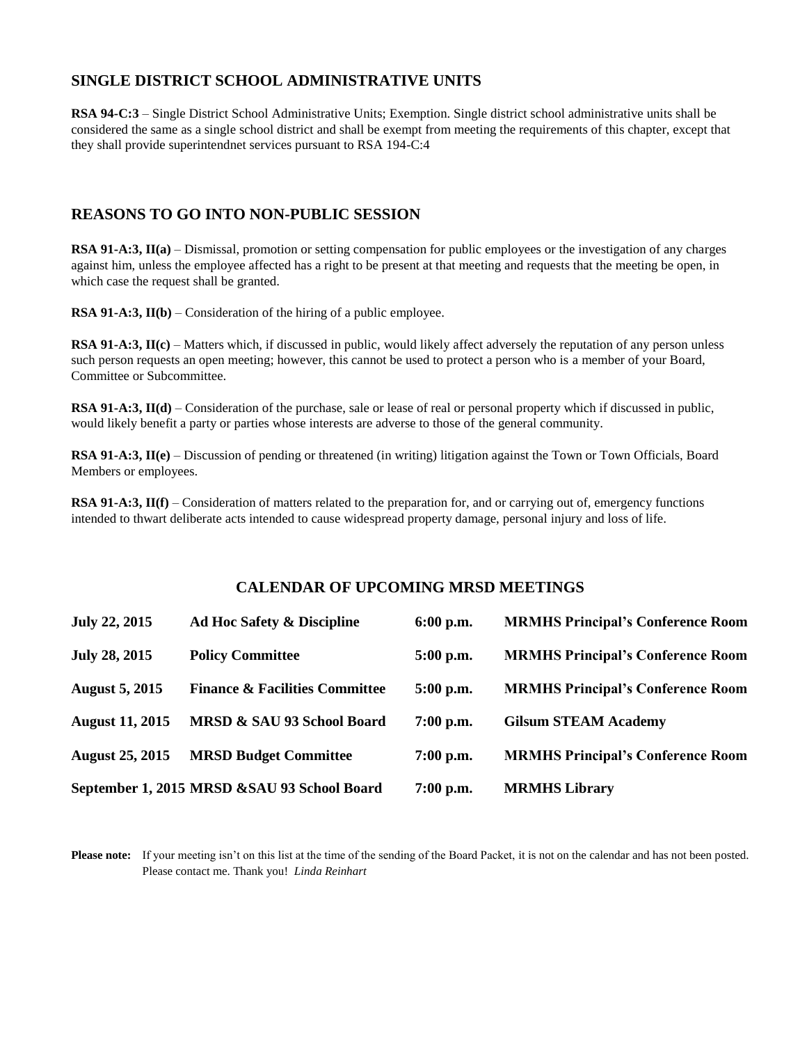## SINGLE DISTRICT SCHOOL ADMINISTRATIVE UNITS

**RSA 94-C:3** – Single District School Administrative Units; Exemption. Single district school administrative units shall be considered the same as a single school district and shall be exempt from meeting the requirements of this chapter, except that they shall provide superintendnet services pursuant to RSA 194-C:4

## REASONS TO GO INTO NON-PUBLIC SESSION

**RSA 91-A:3, II(a)** – Dismissal, promotion or setting compensation for public employees or the investigation of any charges against him, unless the employee affected has a right to be present at that meeting and requests that the meeting be open, in which case the request shall be granted.

**RSA 91-A:3, II(b)** – Consideration of the hiring of a public employee.

**RSA 91-A:3, II(c)** – Matters which, if discussed in public, would likely affect adversely the reputation of any person unless such person requests an open meeting; however, this cannot be used to protect a person who is a member of your Board, Committee or Subcommittee.

**RSA 91-A:3, II(d)** – Consideration of the purchase, sale or lease of real or personal property which if discussed in public, would likely benefit a party or parties whose interests are adverse to those of the general community.

**RSA 91-A:3, II(e)** – Discussion of pending or threatened (in writing) litigation against the Town or Town Officials, Board Members or employees.

**RSA 91-A:3, II(f)** – Consideration of matters related to the preparation for, and or carrying out of, emergency functions intended to thwart deliberate acts intended to cause widespread property damage, personal injury and loss of life.

### CALENDAR OF UPCOMING MRSD MEETINGS

| | | | |
|---|---|---|---|
| **July 22, 2015** | **Ad Hoc Safety & Discipline** | **6:00 p.m.** | **MRMHS Principal's Conference Room** |
| **July 28, 2015** | **Policy Committee** | **5:00 p.m.** | **MRMHS Principal's Conference Room** |
| **August 5, 2015** | **Finance & Facilities Committee** | **5:00 p.m.** | **MRMHS Principal's Conference Room** |
| **August 11, 2015** | **MRSD & SAU 93 School Board** | **7:00 p.m.** | **Gilsum STEAM Academy** |
| **August 25, 2015** | **MRSD Budget Committee** | **7:00 p.m.** | **MRMHS Principal's Conference Room** |
| **September 1, 2015** | **MRSD &SAU 93 School Board** | **7:00 p.m.** | **MRMHS Library** |

**Please note:** If your meeting isn't on this list at the time of the sending of the Board Packet, it is not on the calendar and has not been posted. Please contact me. Thank you! *Linda Reinhart*